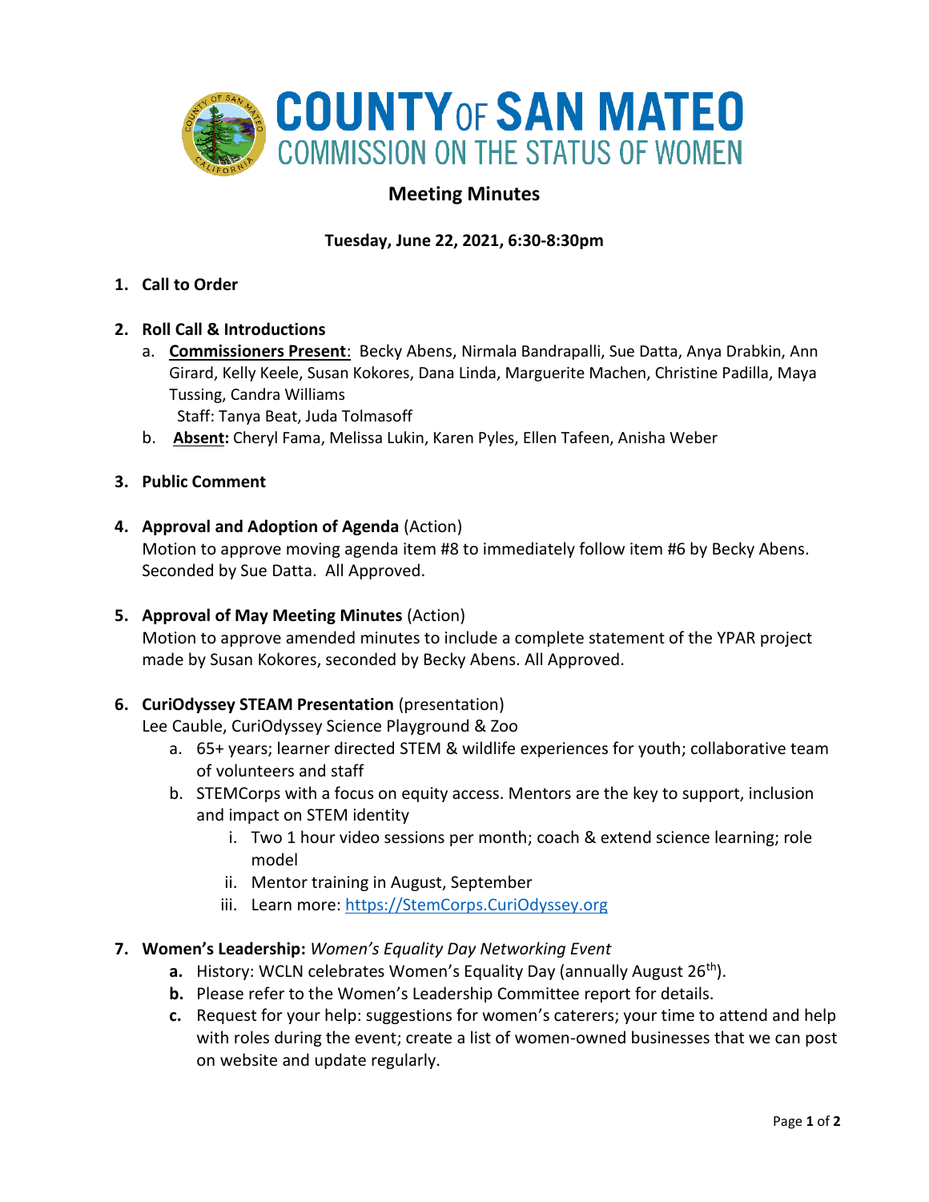# COUNTY OF SAN MATEO
## COMMISSION ON THE STATUS OF WOMEN

## Meeting Minutes

**Tuesday, June 22, 2021, 6:30-8:30pm**

1. **Call to Order**

2. **Roll Call & Introductions**
   a. **Commissioners Present**: Becky Abens, Nirmala Bandrapalli, Sue Datta, Anya Drabkin, Ann Girard, Kelly Keele, Susan Kokores, Dana Linda, Marguerite Machen, Christine Padilla, Maya Tussing, Candra Williams
      Staff: Tanya Beat, Juda Tolmasoff
   b. **Absent:** Cheryl Fama, Melissa Lukin, Karen Pyles, Ellen Tafeen, Anisha Weber

3. **Public Comment**

4. **Approval and Adoption of Agenda** (Action)
   Motion to approve moving agenda item #8 to immediately follow item #6 by Becky Abens. Seconded by Sue Datta. All Approved.

5. **Approval of May Meeting Minutes** (Action)
   Motion to approve amended minutes to include a complete statement of the YPAR project made by Susan Kokores, seconded by Becky Abens. All Approved.

6. **CuriOdyssey STEAM Presentation** (presentation)
   Lee Cauble, CuriOdyssey Science Playground & Zoo
   a. 65+ years; learner directed STEM & wildlife experiences for youth; collaborative team of volunteers and staff
   b. STEMCorps with a focus on equity access. Mentors are the key to support, inclusion and impact on STEM identity
      i. Two 1 hour video sessions per month; coach & extend science learning; role model
      ii. Mentor training in August, September
      iii. Learn more: https://StemCorps.CuriOdyssey.org

7. **Women's Leadership:** *Women's Equality Day Networking Event*
   **a.** History: WCLN celebrates Women's Equality Day (annually August 26th).
   **b.** Please refer to the Women's Leadership Committee report for details.
   **c.** Request for your help: suggestions for women's caterers; your time to attend and help with roles during the event; create a list of women-owned businesses that we can post on website and update regularly.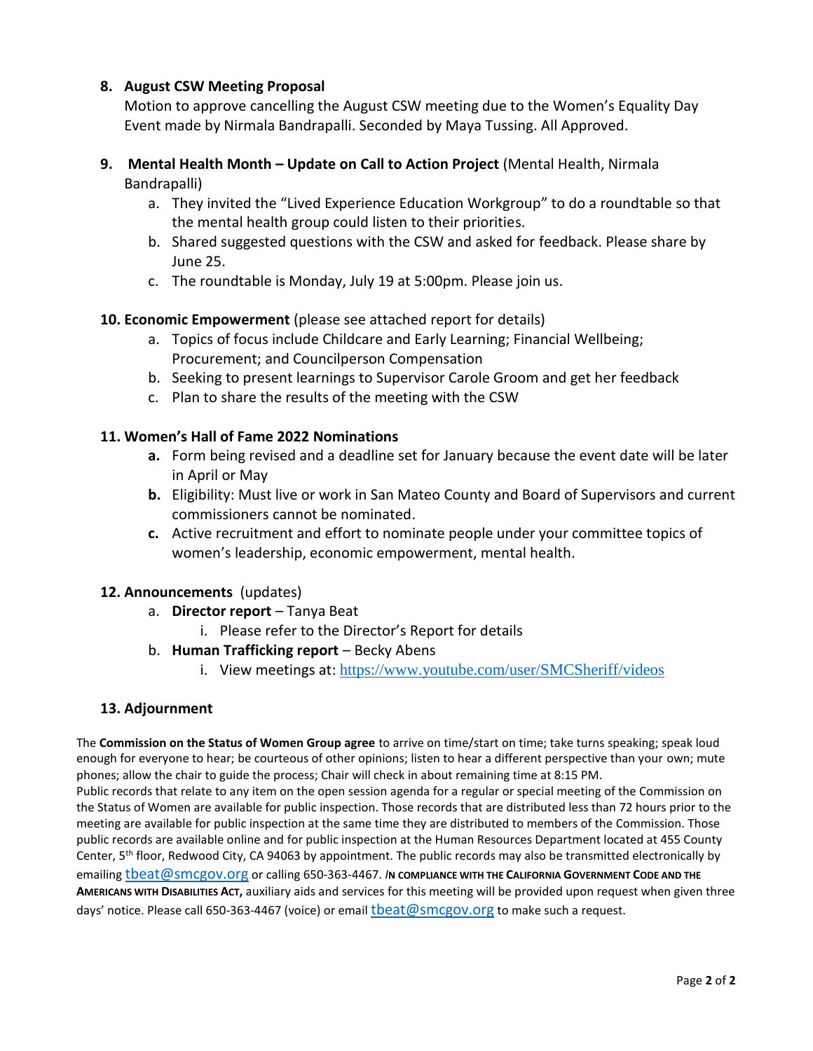**8. August CSW Meeting Proposal**

Motion to approve cancelling the August CSW meeting due to the Women's Equality Day Event made by Nirmala Bandrapalli. Seconded by Maya Tussing. All Approved.

**9. Mental Health Month – Update on Call to Action Project** (Mental Health, Nirmala Bandrapalli)

a. They invited the "Lived Experience Education Workgroup" to do a roundtable so that the mental health group could listen to their priorities.
b. Shared suggested questions with the CSW and asked for feedback. Please share by June 25.
c. The roundtable is Monday, July 19 at 5:00pm. Please join us.

**10. Economic Empowerment** (please see attached report for details)

a. Topics of focus include Childcare and Early Learning; Financial Wellbeing; Procurement; and Councilperson Compensation
b. Seeking to present learnings to Supervisor Carole Groom and get her feedback
c. Plan to share the results of the meeting with the CSW

**11. Women's Hall of Fame 2022 Nominations**

**a.** Form being revised and a deadline set for January because the event date will be later in April or May
**b.** Eligibility: Must live or work in San Mateo County and Board of Supervisors and current commissioners cannot be nominated.
**c.** Active recruitment and effort to nominate people under your committee topics of women's leadership, economic empowerment, mental health.

**12. Announcements** (updates)

a. **Director report** – Tanya Beat
   i. Please refer to the Director's Report for details
b. **Human Trafficking report** – Becky Abens
   i. View meetings at: https://www.youtube.com/user/SMCSheriff/videos

**13. Adjournment**

The **Commission on the Status of Women Group agree** to arrive on time/start on time; take turns speaking; speak loud enough for everyone to hear; be courteous of other opinions; listen to hear a different perspective than your own; mute phones; allow the chair to guide the process; Chair will check in about remaining time at 8:15 PM.

Public records that relate to any item on the open session agenda for a regular or special meeting of the Commission on the Status of Women are available for public inspection. Those records that are distributed less than 72 hours prior to the meeting are available for public inspection at the same time they are distributed to members of the Commission. Those public records are available online and for public inspection at the Human Resources Department located at 455 County Center, 5th floor, Redwood City, CA 94063 by appointment. The public records may also be transmitted electronically by emailing tbeat@smcgov.org or calling 650-363-4467. *I*N COMPLIANCE WITH THE CALIFORNIA GOVERNMENT CODE AND THE AMERICANS WITH DISABILITIES ACT, auxiliary aids and services for this meeting will be provided upon request when given three days' notice. Please call 650-363-4467 (voice) or email tbeat@smcgov.org to make such a request.